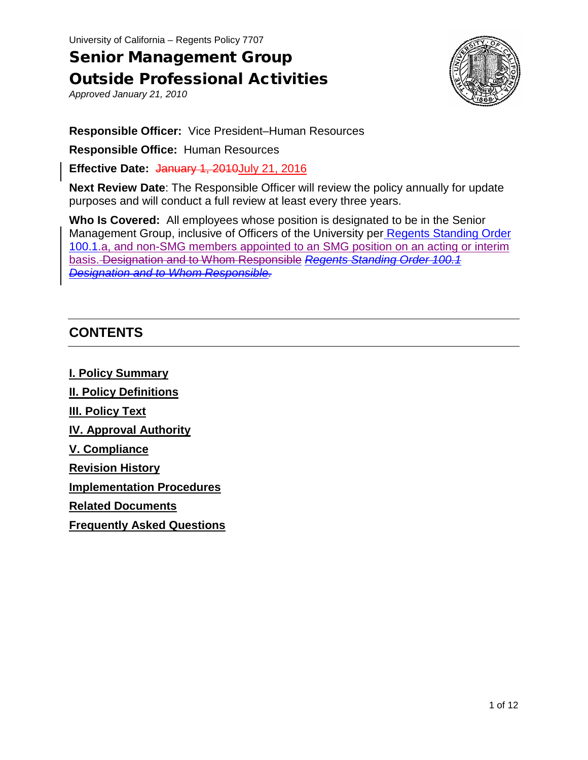University of California – Regents Policy 7707

# Senior Management Group Outside Professional Activities

*Approved January 21, 2010*

**Responsible Officer:** Vice President–Human Resources

**Responsible Office:** Human Resources

**Effective Date:** ~~January 1, 2010~~July 21, 2016

**Next Review Date**: The Responsible Officer will review the policy annually for update purposes and will conduct a full review at least every three years.

**Who Is Covered:** All employees whose position is designated to be in the Senior Management Group, inclusive of Officers of the University per Regents Standing Order 100.1.a, and non-SMG members appointed to an SMG position on an acting or interim basis. ~~Designation and to Whom Responsible~~ ~~*Regents Standing Order 100.1 Designation and to Whom Responsible.*~~

## CONTENTS

**I. Policy Summary**

**II. Policy Definitions**

**III. Policy Text**

**IV. Approval Authority**

**V. Compliance**

**Revision History**

**Implementation Procedures**

**Related Documents**

**Frequently Asked Questions**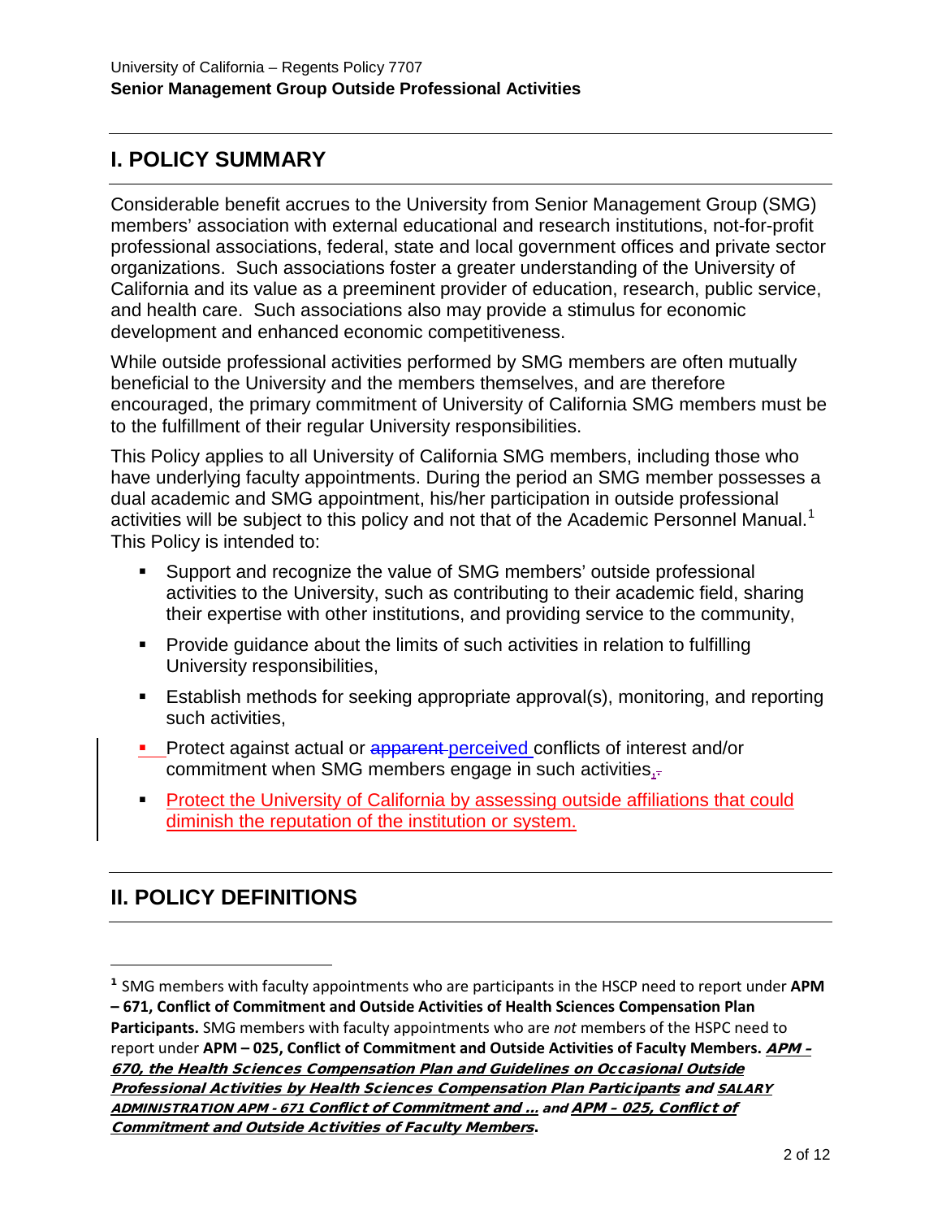# I. POLICY SUMMARY

Considerable benefit accrues to the University from Senior Management Group (SMG) members' association with external educational and research institutions, not-for-profit professional associations, federal, state and local government offices and private sector organizations. Such associations foster a greater understanding of the University of California and its value as a preeminent provider of education, research, public service, and health care. Such associations also may provide a stimulus for economic development and enhanced economic competitiveness.

While outside professional activities performed by SMG members are often mutually beneficial to the University and the members themselves, and are therefore encouraged, the primary commitment of University of California SMG members must be to the fulfillment of their regular University responsibilities.

This Policy applies to all University of California SMG members, including those who have underlying faculty appointments. During the period an SMG member possesses a dual academic and SMG appointment, his/her participation in outside professional activities will be subject to this policy and not that of the Academic Personnel Manual.[1] This Policy is intended to:

- Support and recognize the value of SMG members' outside professional activities to the University, such as contributing to their academic field, sharing their expertise with other institutions, and providing service to the community,
- Provide guidance about the limits of such activities in relation to fulfilling University responsibilities,
- Establish methods for seeking appropriate approval(s), monitoring, and reporting such activities,
- Protect against actual or ~~apparent~~ perceived conflicts of interest and/or commitment when SMG members engage in such activities,~~.~~
- Protect the University of California by assessing outside affiliations that could diminish the reputation of the institution or system.

# II. POLICY DEFINITIONS

---

[1] SMG members with faculty appointments who are participants in the HSCP need to report under **APM – 671, Conflict of Commitment and Outside Activities of Health Sciences Compensation Plan Participants.** SMG members with faculty appointments who are *not* members of the HSPC need to report under **APM – 025, Conflict of Commitment and Outside Activities of Faculty Members.** ***APM – 670, the Health Sciences Compensation Plan and Guidelines on Occasional Outside Professional Activities by Health Sciences Compensation Plan Participants* and *SALARY ADMINISTRATION APM - 671 Conflict of Commitment and ...* and *APM – 025, Conflict of Commitment and Outside Activities of Faculty Members*.**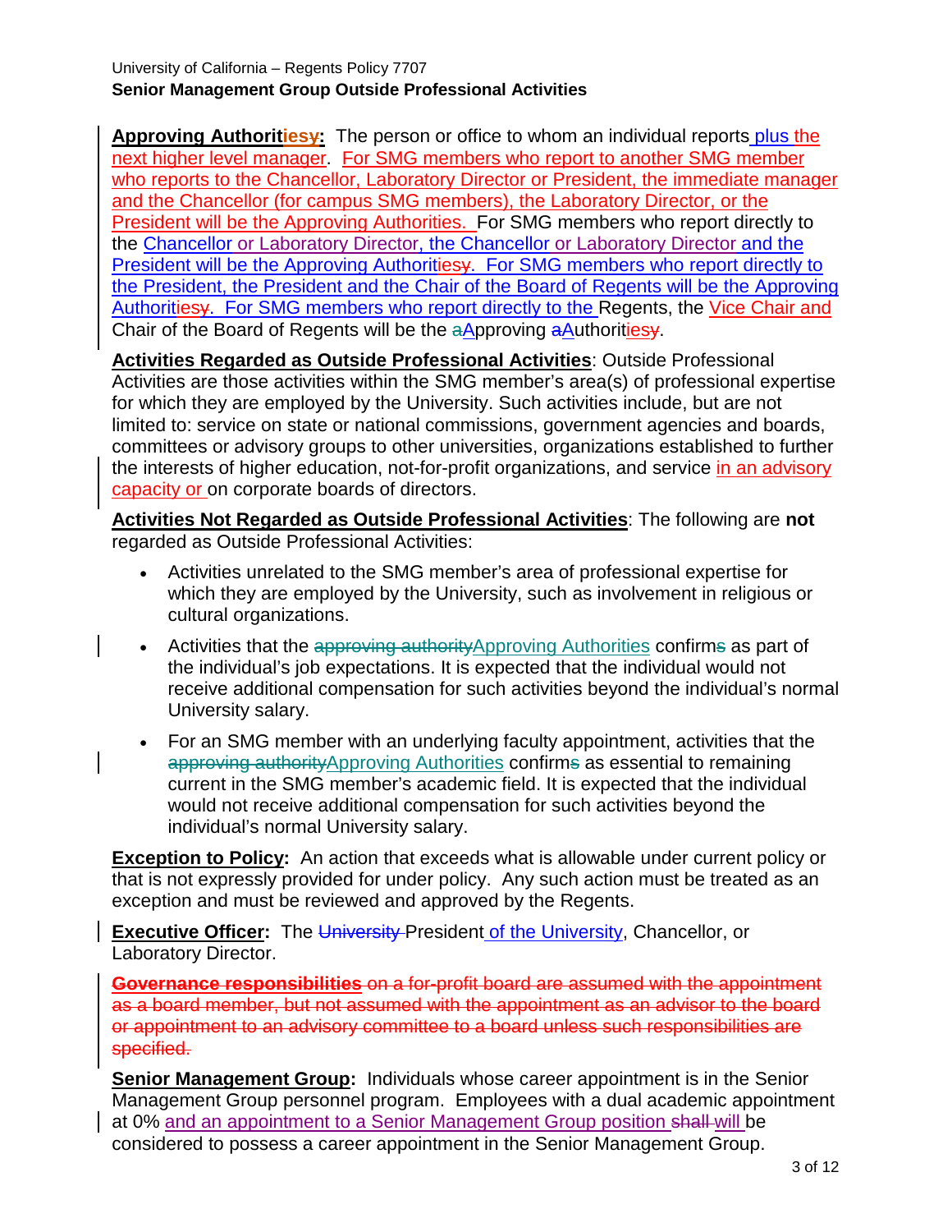**Approving Authorities~~y~~:** The person or office to whom an individual reports plus the next higher level manager. For SMG members who report to another SMG member who reports to the Chancellor, Laboratory Director or President, the immediate manager and the Chancellor (for campus SMG members), the Laboratory Director, or the President will be the Approving Authorities. For SMG members who report directly to the Chancellor or Laboratory Director, the Chancellor or Laboratory Director and the President will be the Approving Authorities~~y~~. For SMG members who report directly to the President, the President and the Chair of the Board of Regents will be the Approving Authorities~~y~~. For SMG members who report directly to the Regents, the Vice Chair and Chair of the Board of Regents will be the ~~a~~Approving ~~a~~Authorities~~y~~.

**Activities Regarded as Outside Professional Activities**: Outside Professional Activities are those activities within the SMG member's area(s) of professional expertise for which they are employed by the University. Such activities include, but are not limited to: service on state or national commissions, government agencies and boards, committees or advisory groups to other universities, organizations established to further the interests of higher education, not-for-profit organizations, and service in an advisory capacity or on corporate boards of directors.

**Activities Not Regarded as Outside Professional Activities**: The following are **not** regarded as Outside Professional Activities:

- Activities unrelated to the SMG member's area of professional expertise for which they are employed by the University, such as involvement in religious or cultural organizations.
- Activities that the ~~approving authority~~Approving Authorities confirm~~s~~ as part of the individual's job expectations. It is expected that the individual would not receive additional compensation for such activities beyond the individual's normal University salary.
- For an SMG member with an underlying faculty appointment, activities that the ~~approving authority~~Approving Authorities confirm~~s~~ as essential to remaining current in the SMG member's academic field. It is expected that the individual would not receive additional compensation for such activities beyond the individual's normal University salary.

**Exception to Policy:** An action that exceeds what is allowable under current policy or that is not expressly provided for under policy. Any such action must be treated as an exception and must be reviewed and approved by the Regents.

**Executive Officer:** The ~~University~~ President of the University, Chancellor, or Laboratory Director.

~~**Governance responsibilities** on a for-profit board are assumed with the appointment as a board member, but not assumed with the appointment as an advisor to the board or appointment to an advisory committee to a board unless such responsibilities are specified.~~

**Senior Management Group:** Individuals whose career appointment is in the Senior Management Group personnel program. Employees with a dual academic appointment at 0% and an appointment to a Senior Management Group position ~~shall~~ will be considered to possess a career appointment in the Senior Management Group.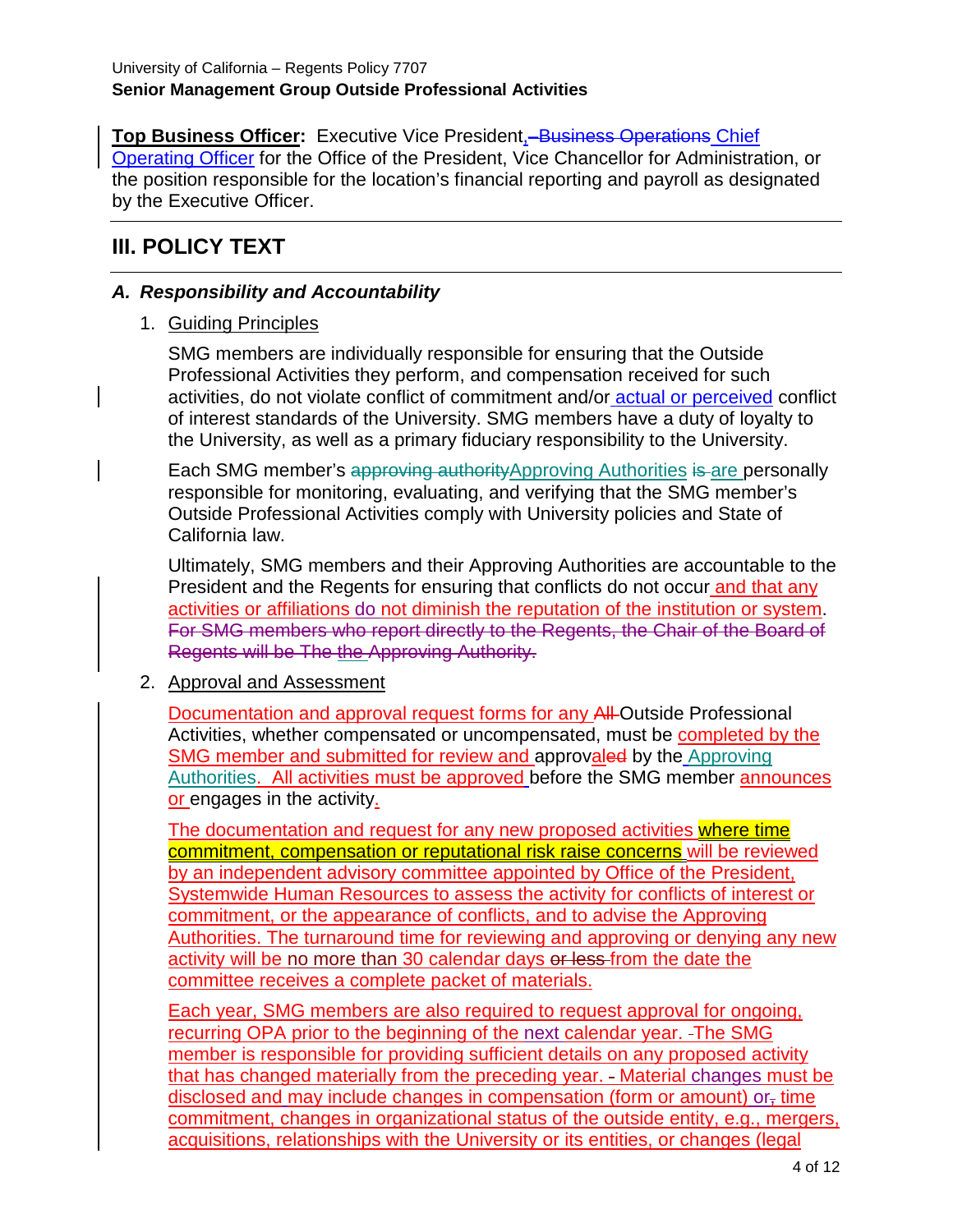**Top Business Officer:** Executive Vice President, ~~–Business Operations~~ Chief Operating Officer for the Office of the President, Vice Chancellor for Administration, or the position responsible for the location's financial reporting and payroll as designated by the Executive Officer.

## III. POLICY TEXT

### *A. Responsibility and Accountability*

1. Guiding Principles

   SMG members are individually responsible for ensuring that the Outside Professional Activities they perform, and compensation received for such activities, do not violate conflict of commitment and/or actual or perceived conflict of interest standards of the University. SMG members have a duty of loyalty to the University, as well as a primary fiduciary responsibility to the University.

   Each SMG member's ~~approving authority~~Approving Authorities ~~is~~ are personally responsible for monitoring, evaluating, and verifying that the SMG member's Outside Professional Activities comply with University policies and State of California law.

   Ultimately, SMG members and their Approving Authorities are accountable to the President and the Regents for ensuring that conflicts do not occur and that any activities or affiliations do not diminish the reputation of the institution or system. ~~For SMG members who report directly to the Regents, the Chair of the Board of Regents will be The the Approving Authority.~~

2. Approval and Assessment

   Documentation and approval request forms for any ~~All~~ Outside Professional Activities, whether compensated or uncompensated, must be completed by the SMG member and submitted for review and approval~~ed~~ by the Approving Authorities. All activities must be approved before the SMG member announces or engages in the activity.

   The documentation and request for any new proposed activities where time commitment, compensation or reputational risk raise concerns will be reviewed by an independent advisory committee appointed by Office of the President, Systemwide Human Resources to assess the activity for conflicts of interest or commitment, or the appearance of conflicts, and to advise the Approving Authorities. The turnaround time for reviewing and approving or denying any new activity will be no more than 30 calendar days ~~or less~~ from the date the committee receives a complete packet of materials.

   Each year, SMG members are also required to request approval for ongoing, recurring OPA prior to the beginning of the next calendar year. The SMG member is responsible for providing sufficient details on any proposed activity that has changed materially from the preceding year. Material changes must be disclosed and may include changes in compensation (form or amount) or~~,~~ time commitment, changes in organizational status of the outside entity, e.g., mergers, acquisitions, relationships with the University or its entities, or changes (legal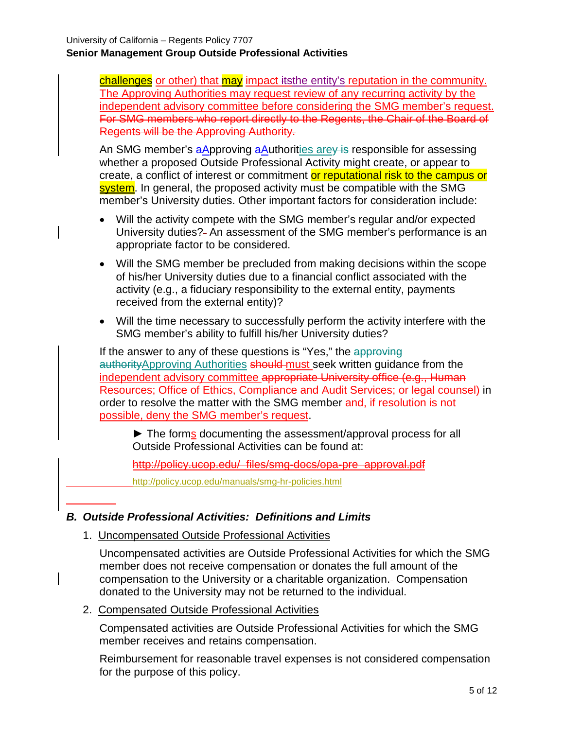challenges or other) that may impact ~~its~~the entity's reputation in the community. The Approving Authorities may request review of any recurring activity by the independent advisory committee before considering the SMG member's request. ~~For SMG members who report directly to the Regents, the Chair of the Board of Regents will be the Approving Authority.~~

An SMG member's ~~a~~Approving ~~a~~Authorities are~~y is~~ responsible for assessing whether a proposed Outside Professional Activity might create, or appear to create, a conflict of interest or commitment or reputational risk to the campus or system. In general, the proposed activity must be compatible with the SMG member's University duties. Other important factors for consideration include:

- Will the activity compete with the SMG member's regular and/or expected University duties? An assessment of the SMG member's performance is an appropriate factor to be considered.
- Will the SMG member be precluded from making decisions within the scope of his/her University duties due to a financial conflict associated with the activity (e.g., a fiduciary responsibility to the external entity, payments received from the external entity)?
- Will the time necessary to successfully perform the activity interfere with the SMG member's ability to fulfill his/her University duties?

If the answer to any of these questions is "Yes," the ~~approving authority~~Approving Authorities ~~should~~ must seek written guidance from the independent advisory committee ~~appropriate University office (e.g., Human Resources; Office of Ethics, Compliance and Audit Services; or legal counsel)~~ in order to resolve the matter with the SMG member and, if resolution is not possible, deny the SMG member's request.

> ► The forms documenting the assessment/approval process for all Outside Professional Activities can be found at:
>
> ~~http://policy.ucop.edu/_files/smg-docs/opa-pre_approval.pdf~~
>
> http://policy.ucop.edu/manuals/smg-hr-policies.html

## *B. Outside Professional Activities: Definitions and Limits*

1. Uncompensated Outside Professional Activities

   Uncompensated activities are Outside Professional Activities for which the SMG member does not receive compensation or donates the full amount of the compensation to the University or a charitable organization. Compensation donated to the University may not be returned to the individual.

2. Compensated Outside Professional Activities

   Compensated activities are Outside Professional Activities for which the SMG member receives and retains compensation.

   Reimbursement for reasonable travel expenses is not considered compensation for the purpose of this policy.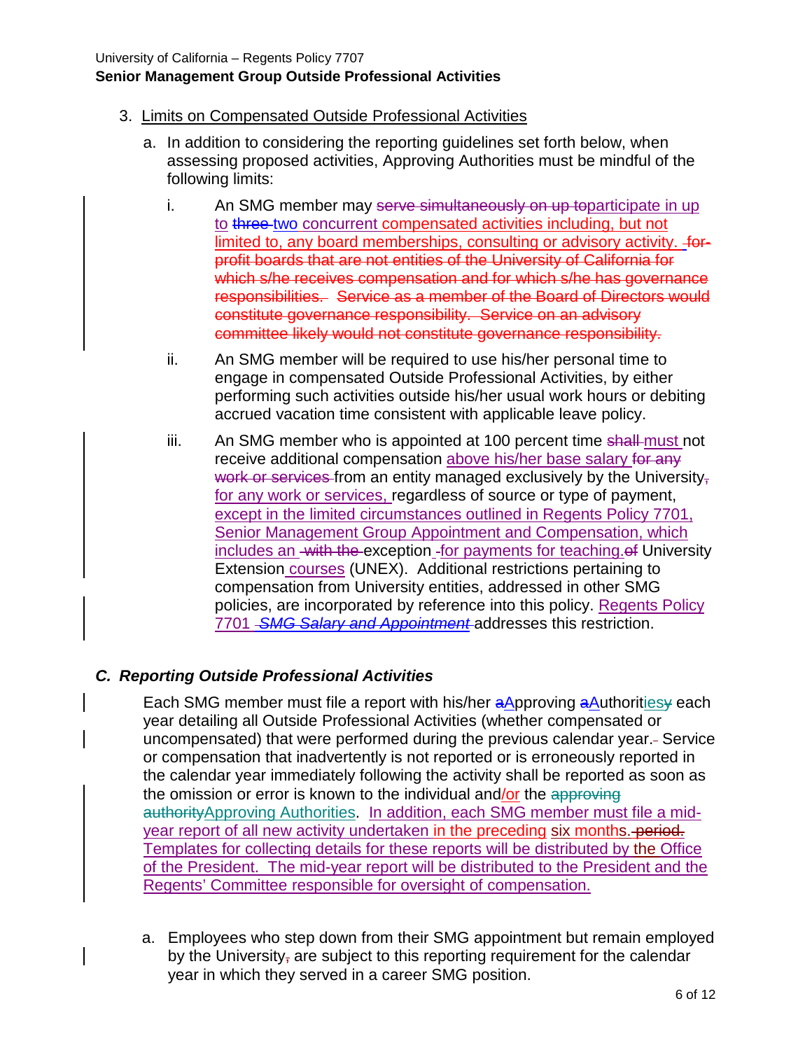3. Limits on Compensated Outside Professional Activities

   a. In addition to considering the reporting guidelines set forth below, when assessing proposed activities, Approving Authorities must be mindful of the following limits:

      i. An SMG member may ~~serve simultaneously on up to~~participate in up to ~~three~~ two concurrent compensated activities including, but not limited to, any board memberships, consulting or advisory activity. ~~for-profit boards that are not entities of the University of California for which s/he receives compensation and for which s/he has governance responsibilities. Service as a member of the Board of Directors would constitute governance responsibility. Service on an advisory committee likely would not constitute governance responsibility.~~

      ii. An SMG member will be required to use his/her personal time to engage in compensated Outside Professional Activities, by either performing such activities outside his/her usual work hours or debiting accrued vacation time consistent with applicable leave policy.

      iii. An SMG member who is appointed at 100 percent time ~~shall~~ must not receive additional compensation above his/her base salary ~~for any work or services~~ from an entity managed exclusively by the University~~,~~ for any work or services, regardless of source or type of payment, except in the limited circumstances outlined in Regents Policy 7701, Senior Management Group Appointment and Compensation, which includes an ~~with the~~ exception for payments for teaching.~~of~~ University Extension courses (UNEX). Additional restrictions pertaining to compensation from University entities, addressed in other SMG policies, are incorporated by reference into this policy. Regents Policy 7701 ~~*SMG Salary and Appointment*~~ addresses this restriction.

## *C. Reporting Outside Professional Activities*

Each SMG member must file a report with his/her ~~a~~Approving ~~a~~Authorit~~y~~ies each year detailing all Outside Professional Activities (whether compensated or uncompensated) that were performed during the previous calendar year. Service or compensation that inadvertently is not reported or is erroneously reported in the calendar year immediately following the activity shall be reported as soon as the omission or error is known to the individual and/or the ~~approving authority~~Approving Authorities. In addition, each SMG member must file a mid-year report of all new activity undertaken in the preceding six months. ~~period.~~ Templates for collecting details for these reports will be distributed by the Office of the President. The mid-year report will be distributed to the President and the Regents' Committee responsible for oversight of compensation.

   a. Employees who step down from their SMG appointment but remain employed by the University~~,~~ are subject to this reporting requirement for the calendar year in which they served in a career SMG position.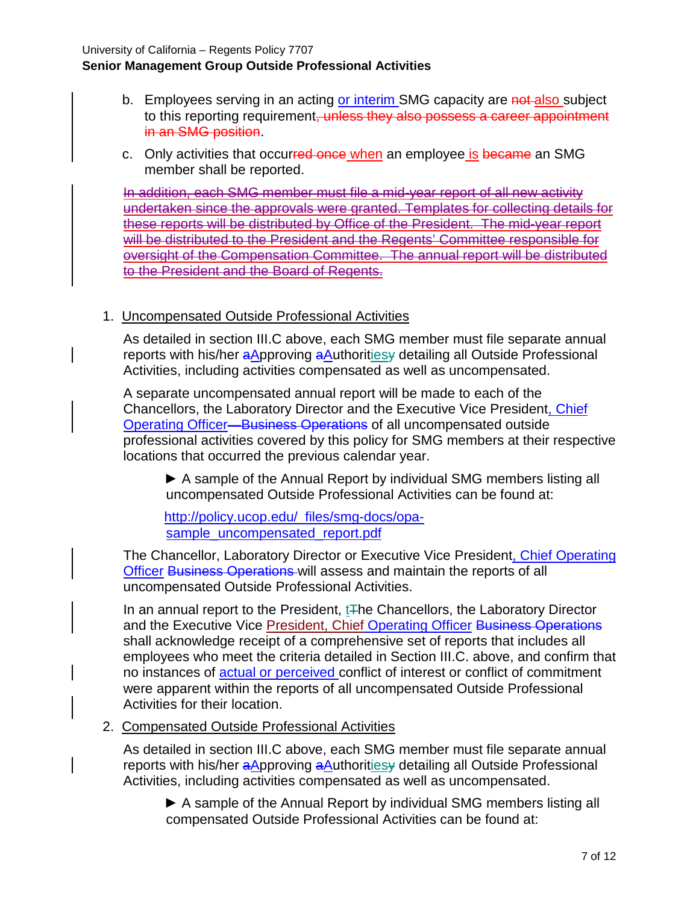b. Employees serving in an acting or interim SMG capacity are ~~not~~ also subject to this reporting requirement~~, unless they also possess a career appointment in an SMG position~~.

c. Only activities that occur~~red once~~ when an employee is ~~became~~ an SMG member shall be reported.

~~In addition, each SMG member must file a mid-year report of all new activity undertaken since the approvals were granted. Templates for collecting details for these reports will be distributed by Office of the President. The mid-year report will be distributed to the President and the Regents' Committee responsible for oversight of the Compensation Committee. The annual report will be distributed to the President and the Board of Regents.~~

1. Uncompensated Outside Professional Activities

As detailed in section III.C above, each SMG member must file separate annual reports with his/her ~~a~~Approving ~~a~~Authorities~~y~~ detailing all Outside Professional Activities, including activities compensated as well as uncompensated.

A separate uncompensated annual report will be made to each of the Chancellors, the Laboratory Director and the Executive Vice President, Chief Operating Officer~~—Business Operations~~ of all uncompensated outside professional activities covered by this policy for SMG members at their respective locations that occurred the previous calendar year.

► A sample of the Annual Report by individual SMG members listing all uncompensated Outside Professional Activities can be found at:

http://policy.ucop.edu/_files/smg-docs/opa-sample_uncompensated_report.pdf

The Chancellor, Laboratory Director or Executive Vice President, Chief Operating Officer ~~Business Operations~~ will assess and maintain the reports of all uncompensated Outside Professional Activities.

In an annual report to the President, t~~T~~he Chancellors, the Laboratory Director and the Executive Vice President, Chief Operating Officer ~~Business Operations~~ shall acknowledge receipt of a comprehensive set of reports that includes all employees who meet the criteria detailed in Section III.C. above, and confirm that no instances of actual or perceived conflict of interest or conflict of commitment were apparent within the reports of all uncompensated Outside Professional Activities for their location.

2. Compensated Outside Professional Activities

As detailed in section III.C above, each SMG member must file separate annual reports with his/her ~~a~~Approving ~~a~~Authorities~~y~~ detailing all Outside Professional Activities, including activities compensated as well as uncompensated.

► A sample of the Annual Report by individual SMG members listing all compensated Outside Professional Activities can be found at: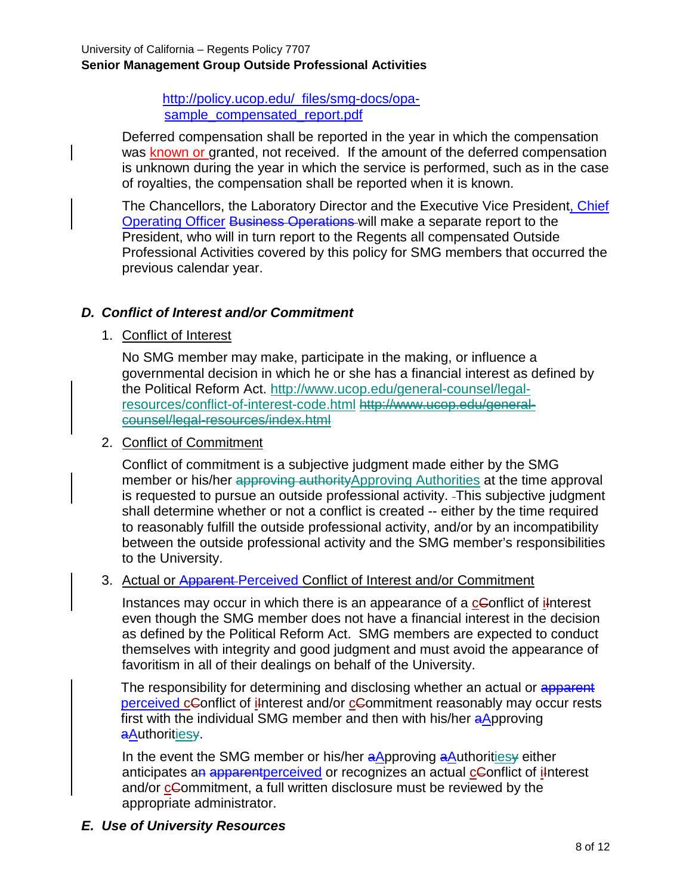http://policy.ucop.edu/_files/smg-docs/opa-sample_compensated_report.pdf

Deferred compensation shall be reported in the year in which the compensation was known or granted, not received. If the amount of the deferred compensation is unknown during the year in which the service is performed, such as in the case of royalties, the compensation shall be reported when it is known.

The Chancellors, the Laboratory Director and the Executive Vice President, Chief Operating Officer ~~Business Operations~~ will make a separate report to the President, who will in turn report to the Regents all compensated Outside Professional Activities covered by this policy for SMG members that occurred the previous calendar year.

### *D. Conflict of Interest and/or Commitment*

1. Conflict of Interest

   No SMG member may make, participate in the making, or influence a governmental decision in which he or she has a financial interest as defined by the Political Reform Act. http://www.ucop.edu/general-counsel/legal-resources/conflict-of-interest-code.html ~~http://www.ucop.edu/general-counsel/legal-resources/index.html~~

2. Conflict of Commitment

   Conflict of commitment is a subjective judgment made either by the SMG member or his/her ~~approving authority~~Approving Authorities at the time approval is requested to pursue an outside professional activity. This subjective judgment shall determine whether or not a conflict is created -- either by the time required to reasonably fulfill the outside professional activity, and/or by an incompatibility between the outside professional activity and the SMG member's responsibilities to the University.

3. Actual or ~~Apparent~~ Perceived Conflict of Interest and/or Commitment

   Instances may occur in which there is an appearance of a c~~C~~onflict of i~~I~~nterest even though the SMG member does not have a financial interest in the decision as defined by the Political Reform Act. SMG members are expected to conduct themselves with integrity and good judgment and must avoid the appearance of favoritism in all of their dealings on behalf of the University.

   The responsibility for determining and disclosing whether an actual or ~~apparent~~ perceived c~~C~~onflict of i~~I~~nterest and/or c~~C~~ommitment reasonably may occur rests first with the individual SMG member and then with his/her ~~a~~Approving ~~a~~Authorit~~y~~ies.

   In the event the SMG member or his/her ~~a~~Approving ~~a~~Authorit~~y~~ies either anticipates a~~n~~ ~~apparent~~perceived or recognizes an actual c~~C~~onflict of i~~I~~nterest and/or c~~C~~ommitment, a full written disclosure must be reviewed by the appropriate administrator.

### *E. Use of University Resources*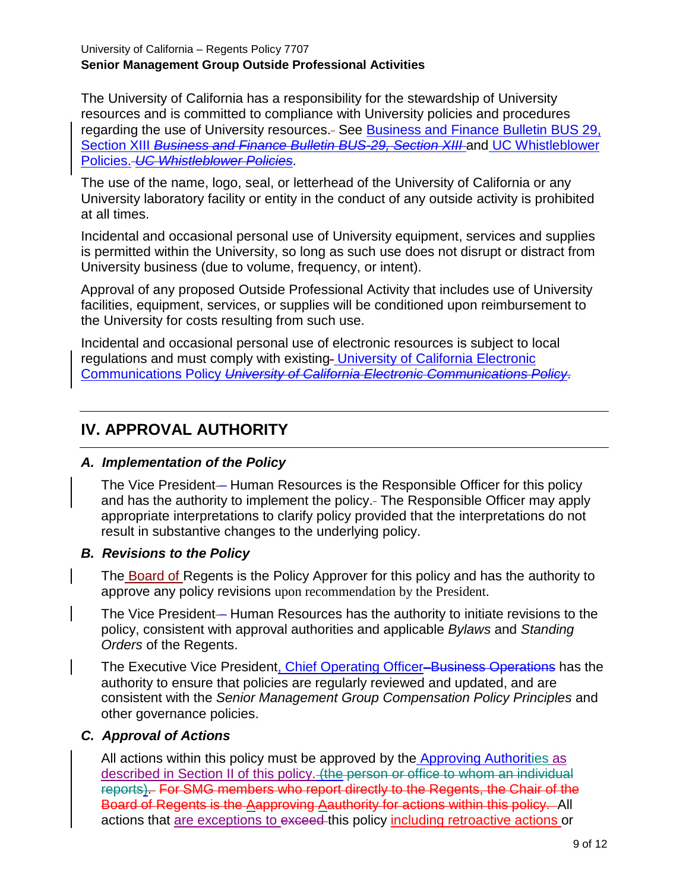The University of California has a responsibility for the stewardship of University resources and is committed to compliance with University policies and procedures regarding the use of University resources.~~ ~~ See Business and Finance Bulletin BUS 29, Section XIII ~~*Business and Finance Bulletin BUS-29, Section XIII*~~ and UC Whistleblower Policies.~~ *UC Whistleblower Policies*~~.

The use of the name, logo, seal, or letterhead of the University of California or any University laboratory facility or entity in the conduct of any outside activity is prohibited at all times.

Incidental and occasional personal use of University equipment, services and supplies is permitted within the University, so long as such use does not disrupt or distract from University business (due to volume, frequency, or intent).

Approval of any proposed Outside Professional Activity that includes use of University facilities, equipment, services, or supplies will be conditioned upon reimbursement to the University for costs resulting from such use.

Incidental and occasional personal use of electronic resources is subject to local regulations and must comply with existing~~ ~~ University of California Electronic Communications Policy ~~*University of California Electronic Communications Policy*~~.

## IV. APPROVAL AUTHORITY

### *A. Implementation of the Policy*

The Vice President~~–~~ – Human Resources is the Responsible Officer for this policy and has the authority to implement the policy.~~ ~~ The Responsible Officer may apply appropriate interpretations to clarify policy provided that the interpretations do not result in substantive changes to the underlying policy.

### *B. Revisions to the Policy*

The Board of Regents is the Policy Approver for this policy and has the authority to approve any policy revisions upon recommendation by the President.

The Vice President~~–~~ – Human Resources has the authority to initiate revisions to the policy, consistent with approval authorities and applicable *Bylaws* and *Standing Orders* of the Regents.

The Executive Vice President, Chief Operating Officer~~–Business Operations~~ has the authority to ensure that policies are regularly reviewed and updated, and are consistent with the *Senior Management Group Compensation Policy Principles* and other governance policies.

### *C. Approval of Actions*

All actions within this policy must be approved by the Approving Authorities as described in Section II of this policy.~~ (the person or office to whom an individual reports).~~ ~~For SMG members who report directly to the Regents, the Chair of the Board of Regents is the Aapproving Aauthority for actions within this policy.~~ All actions that are exceptions to ~~exceed~~ this policy including retroactive actions or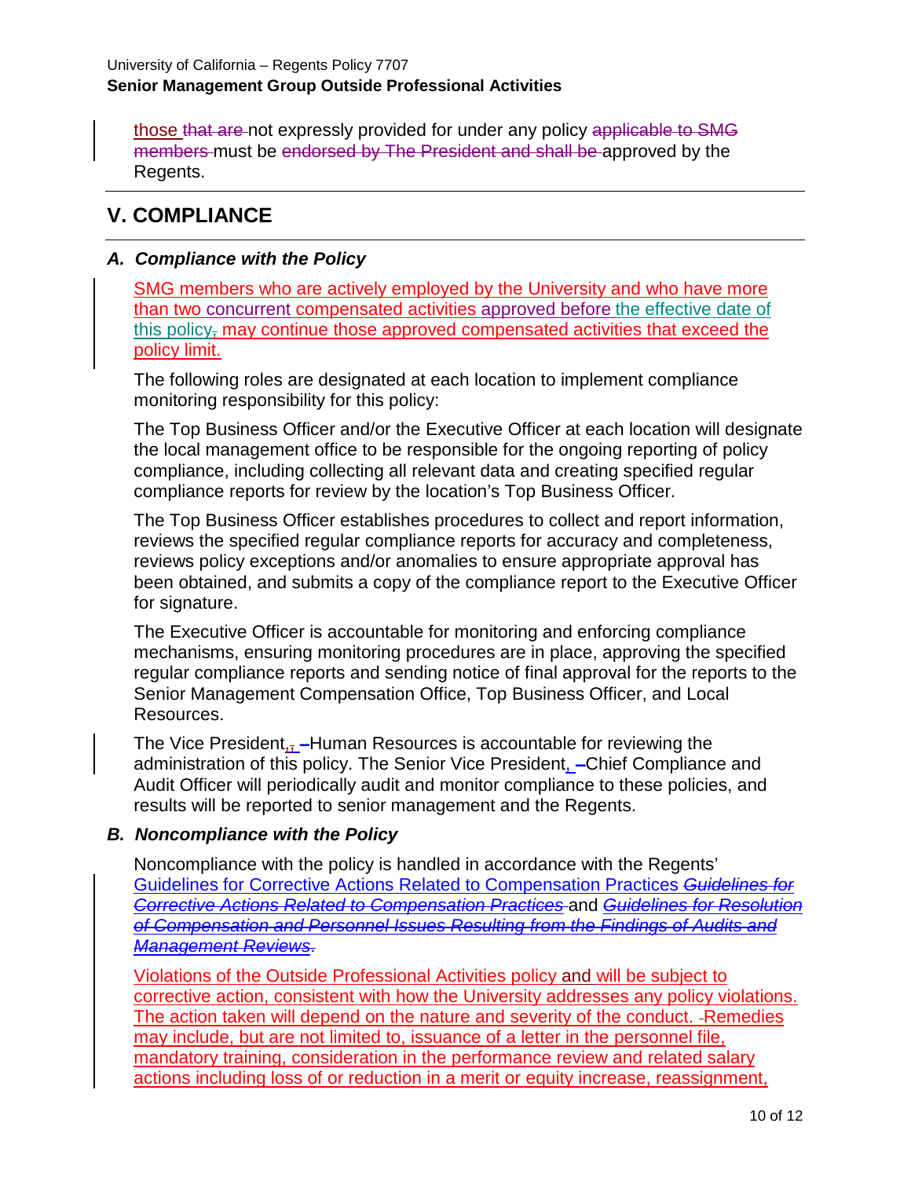those ~~that are~~ not expressly provided for under any policy ~~applicable to SMG members~~ must be ~~endorsed by The President and shall be~~ approved by the Regents.

## V. COMPLIANCE

### *A. Compliance with the Policy*

SMG members who are actively employed by the University and who have more than two concurrent compensated activities approved before the effective date of this policy~~,~~ may continue those approved compensated activities that exceed the policy limit.

The following roles are designated at each location to implement compliance monitoring responsibility for this policy:

The Top Business Officer and/or the Executive Officer at each location will designate the local management office to be responsible for the ongoing reporting of policy compliance, including collecting all relevant data and creating specified regular compliance reports for review by the location's Top Business Officer.

The Top Business Officer establishes procedures to collect and report information, reviews the specified regular compliance reports for accuracy and completeness, reviews policy exceptions and/or anomalies to ensure appropriate approval has been obtained, and submits a copy of the compliance report to the Executive Officer for signature.

The Executive Officer is accountable for monitoring and enforcing compliance mechanisms, ensuring monitoring procedures are in place, approving the specified regular compliance reports and sending notice of final approval for the reports to the Senior Management Compensation Office, Top Business Officer, and Local Resources.

The Vice President, ~~–~~Human Resources is accountable for reviewing the administration of this policy. The Senior Vice President, ~~–~~Chief Compliance and Audit Officer will periodically audit and monitor compliance to these policies, and results will be reported to senior management and the Regents.

### *B. Noncompliance with the Policy*

Noncompliance with the policy is handled in accordance with the Regents' Guidelines for Corrective Actions Related to Compensation Practices ~~*Guidelines for Corrective Actions Related to Compensation Practices*~~ ~~and *Guidelines for Resolution of Compensation and Personnel Issues Resulting from the Findings of Audits and Management Reviews*~~.

Violations of the Outside Professional Activities policy and will be subject to corrective action, consistent with how the University addresses any policy violations. The action taken will depend on the nature and severity of the conduct. Remedies may include, but are not limited to, issuance of a letter in the personnel file, mandatory training, consideration in the performance review and related salary actions including loss of or reduction in a merit or equity increase, reassignment,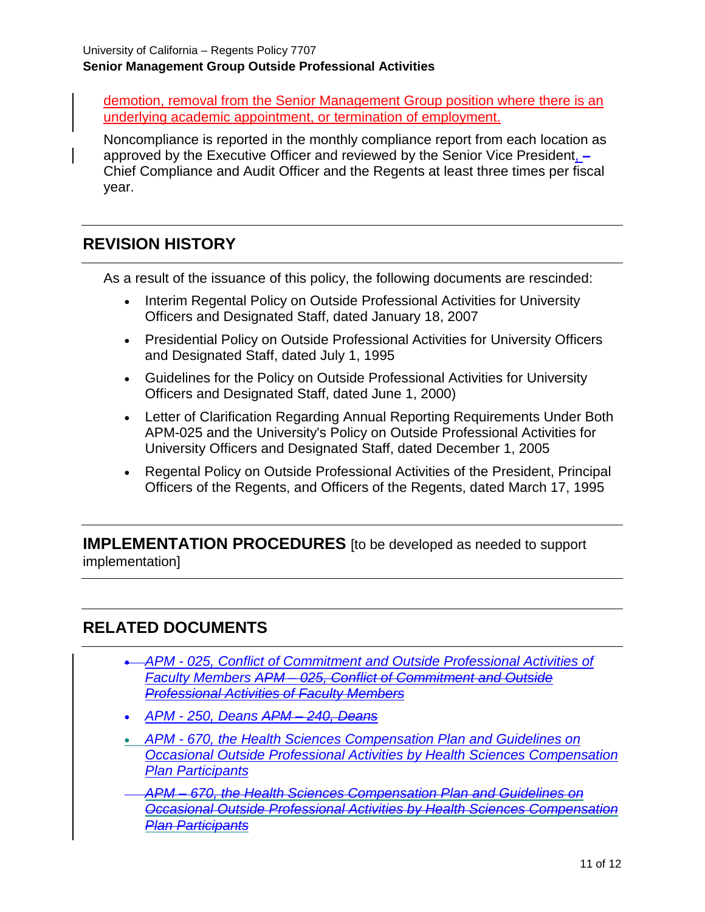demotion, removal from the Senior Management Group position where there is an underlying academic appointment, or termination of employment.

Noncompliance is reported in the monthly compliance report from each location as approved by the Executive Officer and reviewed by the Senior Vice President, – Chief Compliance and Audit Officer and the Regents at least three times per fiscal year.

## REVISION HISTORY

As a result of the issuance of this policy, the following documents are rescinded:

- Interim Regental Policy on Outside Professional Activities for University Officers and Designated Staff, dated January 18, 2007
- Presidential Policy on Outside Professional Activities for University Officers and Designated Staff, dated July 1, 1995
- Guidelines for the Policy on Outside Professional Activities for University Officers and Designated Staff, dated June 1, 2000)
- Letter of Clarification Regarding Annual Reporting Requirements Under Both APM-025 and the University's Policy on Outside Professional Activities for University Officers and Designated Staff, dated December 1, 2005
- Regental Policy on Outside Professional Activities of the President, Principal Officers of the Regents, and Officers of the Regents, dated March 17, 1995

## IMPLEMENTATION PROCEDURES [to be developed as needed to support implementation]

## RELATED DOCUMENTS

- *APM - 025, Conflict of Commitment and Outside Professional Activities of Faculty Members* ~~*APM – 025, Conflict of Commitment and Outside Professional Activities of Faculty Members*~~
- *APM - 250, Deans* ~~*APM – 240, Deans*~~
- *APM - 670, the Health Sciences Compensation Plan and Guidelines on Occasional Outside Professional Activities by Health Sciences Compensation Plan Participants*

~~*APM – 670, the Health Sciences Compensation Plan and Guidelines on Occasional Outside Professional Activities by Health Sciences Compensation Plan Participants*~~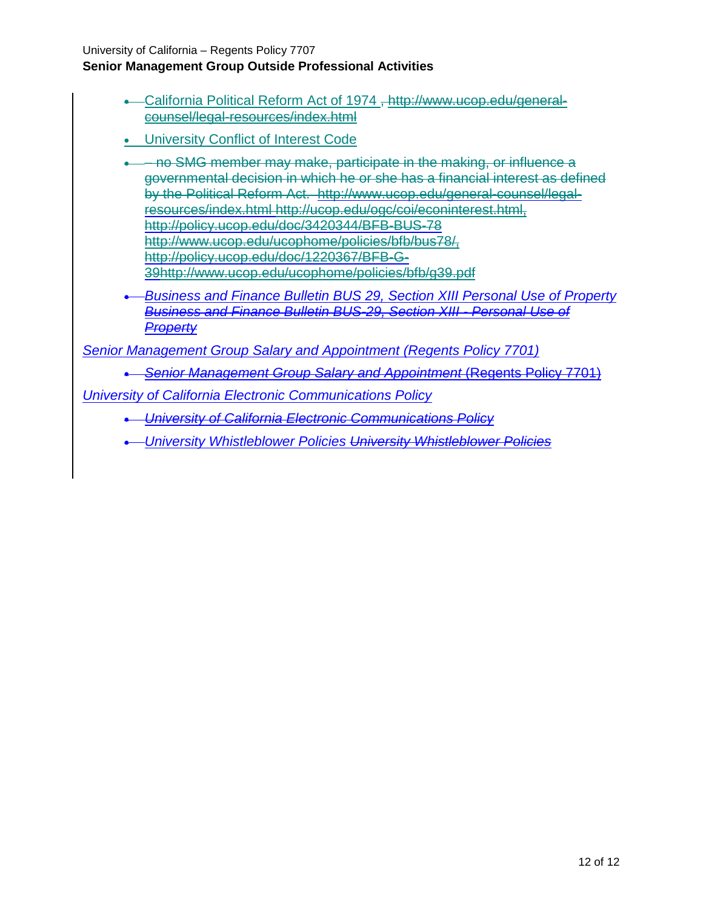- California Political Reform Act of 1974 ~~, http://www.ucop.edu/general-counsel/legal-resources/index.html~~
- University Conflict of Interest Code
- ~~- no SMG member may make, participate in the making, or influence a governmental decision in which he or she has a financial interest as defined by the Political Reform Act. http://www.ucop.edu/general-counsel/legal-resources/index.html http://ucop.edu/ogc/coi/econinterest.html, http://policy.ucop.edu/doc/3420344/BFB-BUS-78 http://www.ucop.edu/ucophome/policies/bfb/bus78/, http://policy.ucop.edu/doc/1220367/BFB-G-39http://www.ucop.edu/ucophome/policies/bfb/g39.pdf~~
- *Business and Finance Bulletin BUS 29, Section XIII Personal Use of Property* ~~*Business and Finance Bulletin BUS-29, Section XIII - Personal Use of Property*~~

*Senior Management Group Salary and Appointment (Regents Policy 7701)*

- ~~*Senior Management Group Salary and Appointment* (Regents Policy 7701)~~

*University of California Electronic Communications Policy*

- ~~*University of California Electronic Communications Policy*~~
- *University Whistleblower Policies* ~~*University Whistleblower Policies*~~